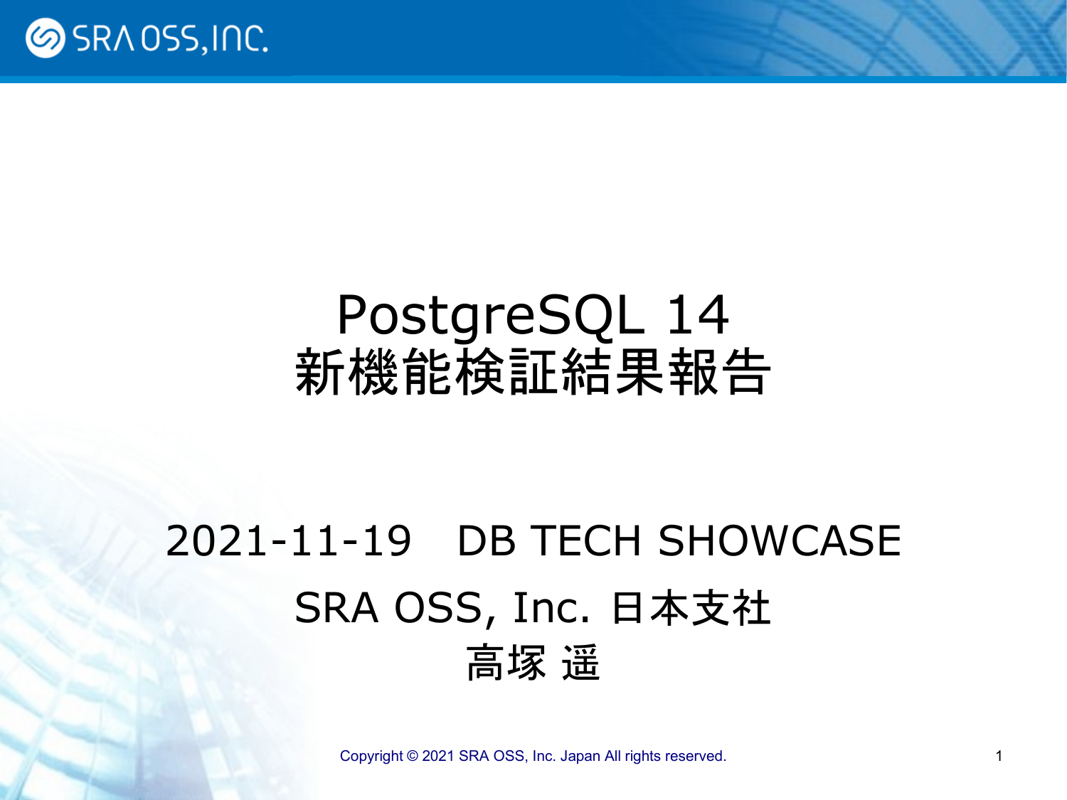# PostgreSQL 14
# 新機能検証結果報告

2021-11-19　DB TECH SHOWCASE

SRA OSS, Inc. 日本支社

高塚 遥

Copyright © 2021 SRA OSS, Inc. Japan All rights reserved.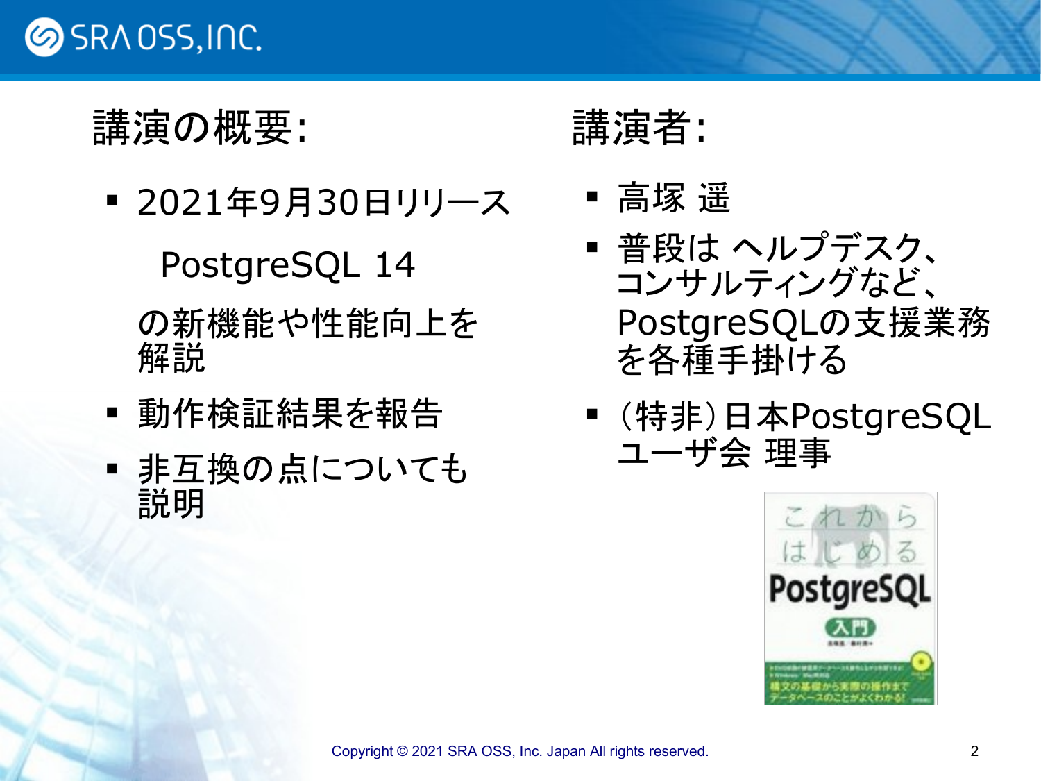## 講演の概要:

- 2021年9月30日リリース

  PostgreSQL 14

  の新機能や性能向上を解説
- 動作検証結果を報告
- 非互換の点についても説明

## 講演者:

- 高塚 遥
- 普段は ヘルプデスク、コンサルティングなど、PostgreSQLの支援業務を各種手掛ける
- (特非)日本PostgreSQLユーザ会 理事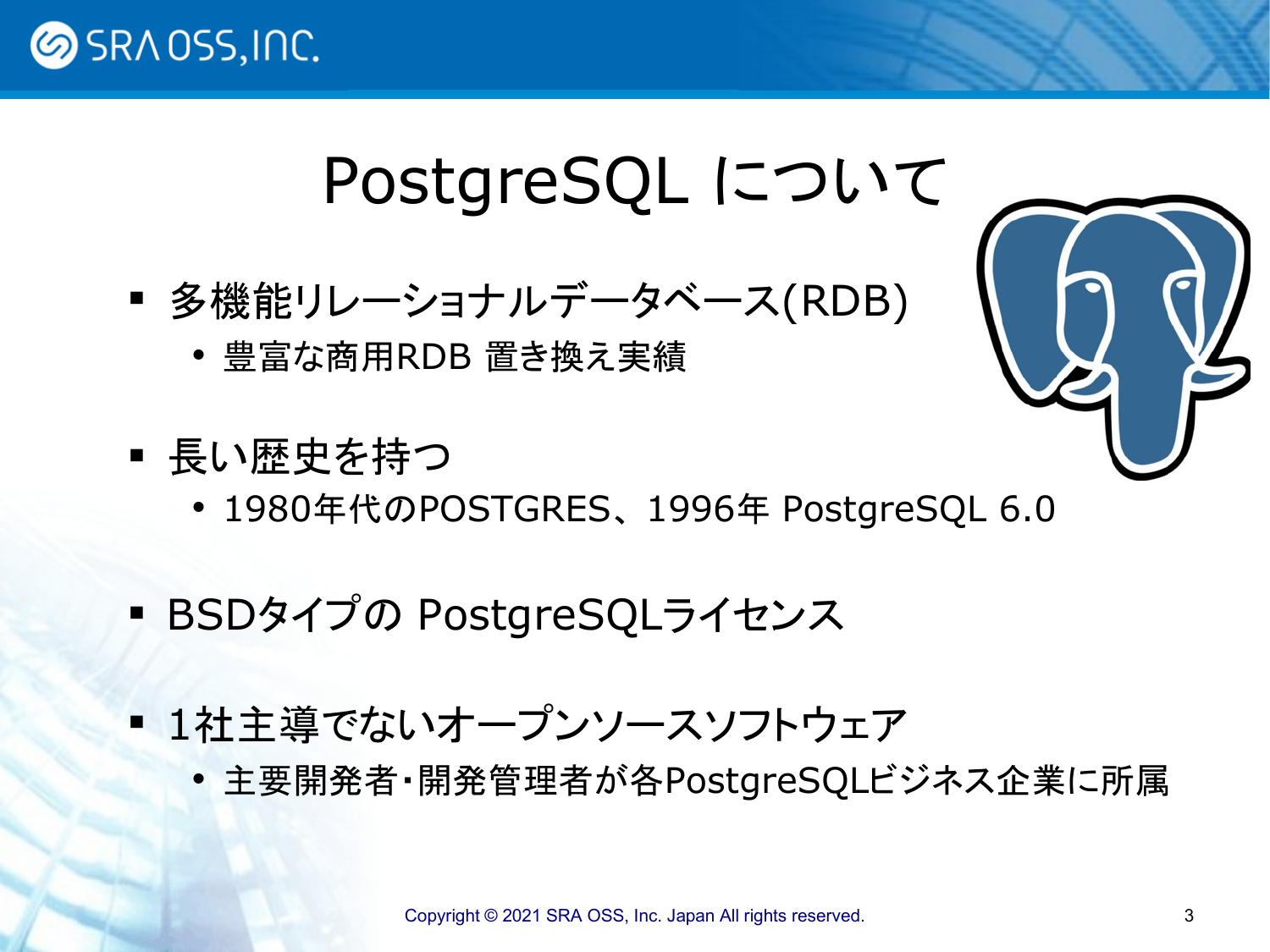# PostgreSQL について

- 多機能リレーショナルデータベース(RDB)
  - 豊富な商用RDB 置き換え実績
- 長い歴史を持つ
  - 1980年代のPOSTGRES、1996年 PostgreSQL 6.0
- BSDタイプの PostgreSQLライセンス
- 1社主導でないオープンソースソフトウェア
  - 主要開発者・開発管理者が各PostgreSQLビジネス企業に所属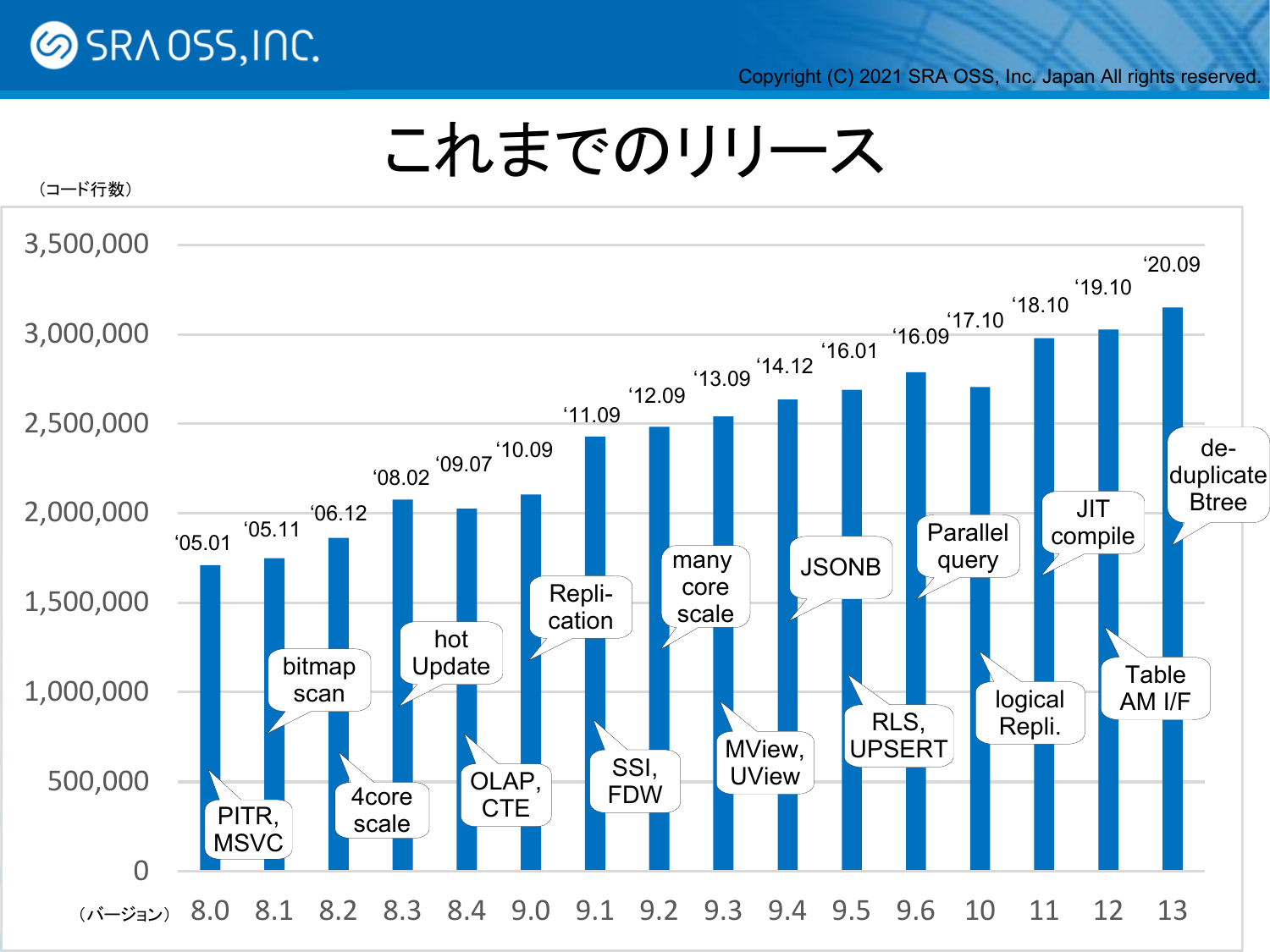# これまでのリリース

（コード行数）

| （バージョン） | リリース | コード行数（概算） | 主な機能 |
|---|---|---|---|
| 8.0 | '05.01 | 1,700,000 | PITR, MSVC |
| 8.1 | '05.11 | 1,750,000 | bitmap scan |
| 8.2 | '06.12 | 1,850,000 | 4core scale |
| 8.3 | '08.02 | 2,080,000 | hot Update |
| 8.4 | '09.07 | 2,020,000 | OLAP, CTE |
| 9.0 | '10.09 | 2,100,000 | Repli-cation |
| 9.1 | '11.09 | 2,420,000 | SSI, FDW |
| 9.2 | '12.09 | 2,480,000 | many core scale |
| 9.3 | '13.09 | 2,540,000 | MView, UView |
| 9.4 | '14.12 | 2,630,000 | JSONB |
| 9.5 | '16.01 | 2,690,000 | RLS, UPSERT |
| 9.6 | '16.09 | 2,790,000 | Parallel query |
| 10 | '17.10 | 2,700,000 | logical Repli. |
| 11 | '18.10 | 2,980,000 | JIT compile |
| 12 | '19.10 | 3,030,000 | Table AM I/F |
| 13 | '20.09 | 3,150,000 | de-duplicate Btree |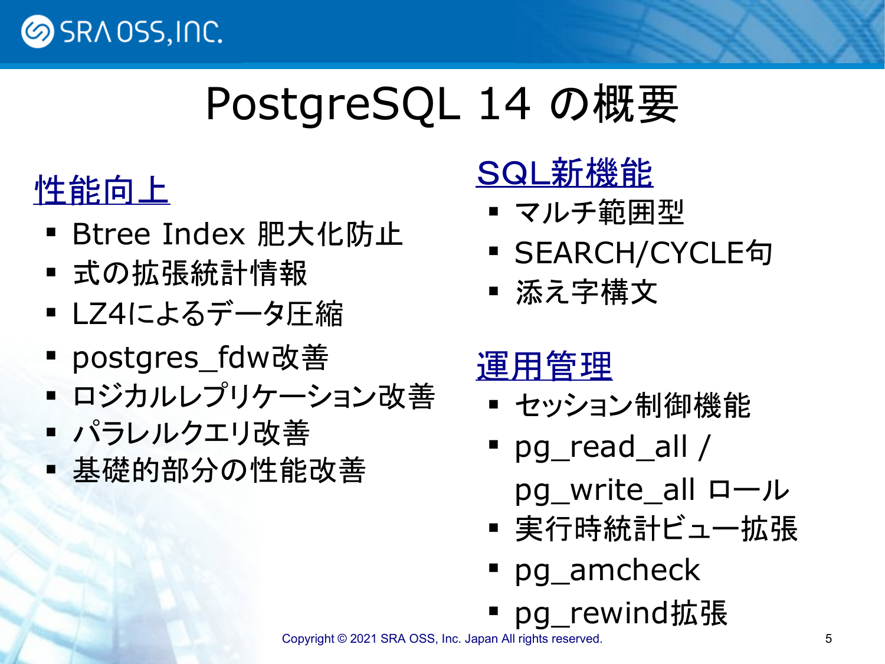# PostgreSQL 14 の概要

## 性能向上

- Btree Index 肥大化防止
- 式の拡張統計情報
- LZ4によるデータ圧縮
- postgres_fdw改善
- ロジカルレプリケーション改善
- パラレルクエリ改善
- 基礎的部分の性能改善

## SQL新機能

- マルチ範囲型
- SEARCH/CYCLE句
- 添え字構文

## 運用管理

- セッション制御機能
- pg_read_all / pg_write_all ロール
- 実行時統計ビュー拡張
- pg_amcheck
- pg_rewind拡張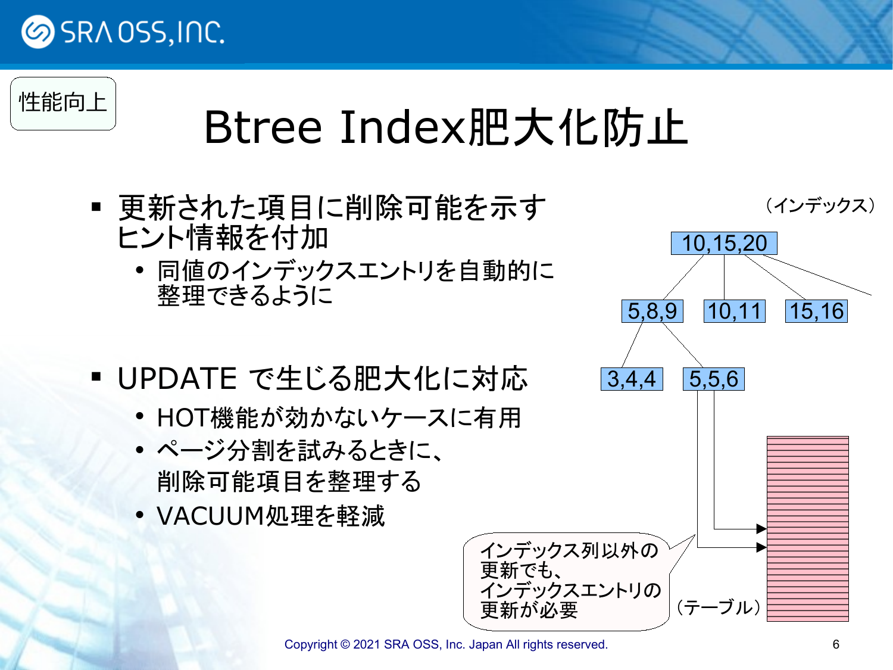性能向上

# Btree Index肥大化防止

- 更新された項目に削除可能を示すヒント情報を付加
  - 同値のインデックスエントリを自動的に整理できるように

- UPDATE で生じる肥大化に対応
  - HOT機能が効かないケースに有用
  - ページ分割を試みるときに、削除可能項目を整理する
  - VACUUM処理を軽減

（インデックス）

10,15,20

5,8,9　10,11　15,16

3,4,4　5,5,6

インデックス列以外の更新でも、インデックスエントリの更新が必要

（テーブル）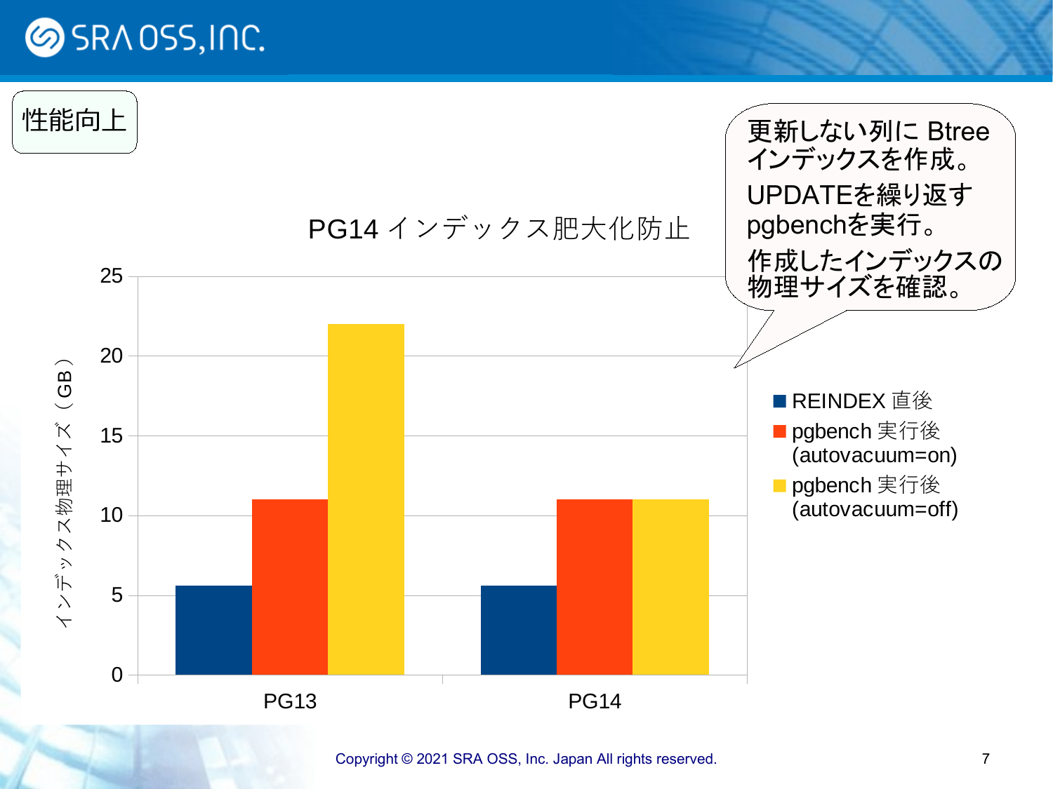性能向上

更新しない列に Btree インデックスを作成。

UPDATEを繰り返すpgbenchを実行。

作成したインデックスの物理サイズを確認。

## PG14 インデックス肥大化防止

インデックス物理サイズ（GB）

| | REINDEX 直後 | pgbench 実行後 (autovacuum=on) | pgbench 実行後 (autovacuum=off) |
|---|---|---|---|
| PG13 | 5.6 | 11 | 22 |
| PG14 | 5.6 | 11 | 11 |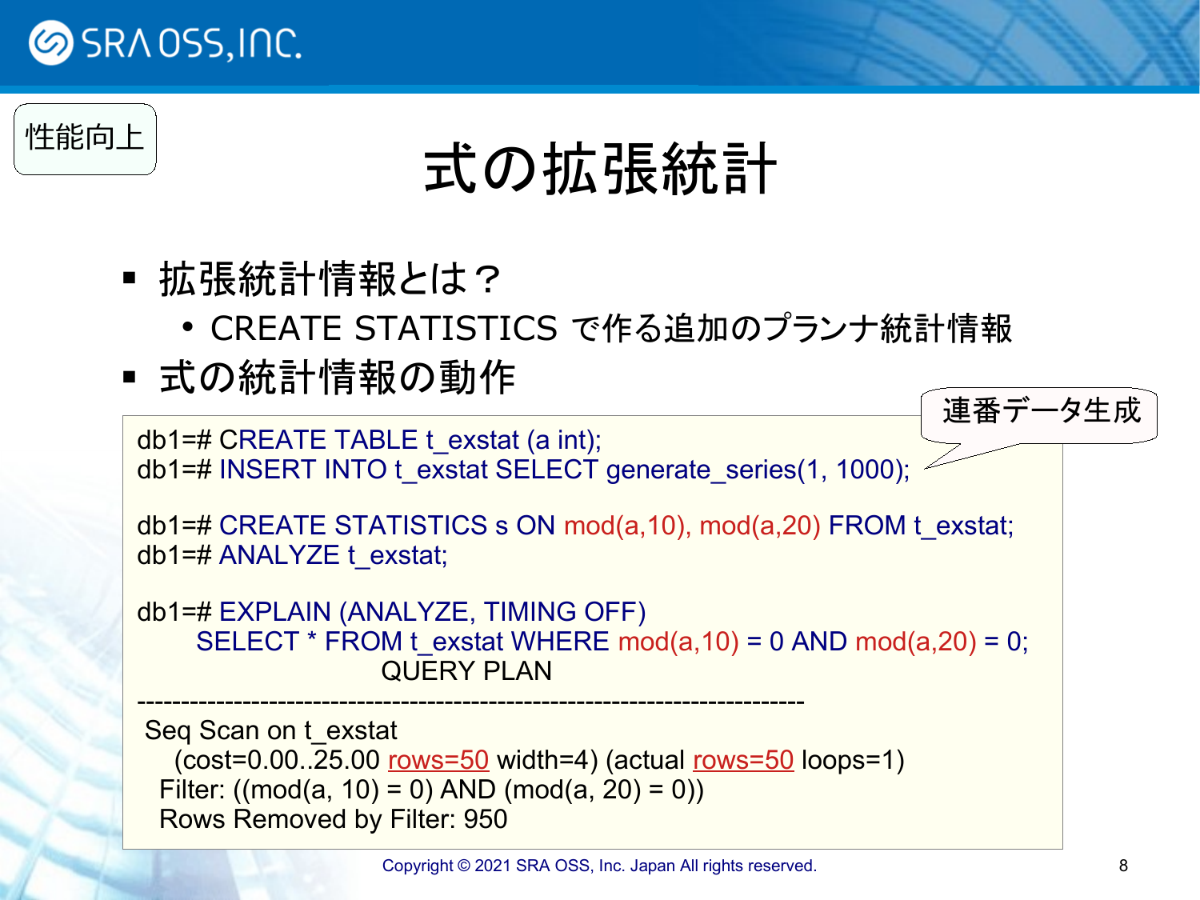性能向上

# 式の拡張統計

- 拡張統計情報とは？
  - CREATE STATISTICS で作る追加のプランナ統計情報
- 式の統計情報の動作

連番データ生成

```
db1=# CREATE TABLE t_exstat (a int);
db1=# INSERT INTO t_exstat SELECT generate_series(1, 1000);

db1=# CREATE STATISTICS s ON mod(a,10), mod(a,20) FROM t_exstat;
db1=# ANALYZE t_exstat;

db1=# EXPLAIN (ANALYZE, TIMING OFF)
      SELECT * FROM t_exstat WHERE mod(a,10) = 0 AND mod(a,20) = 0;
                         QUERY PLAN
------------------------------------------------------------------------
 Seq Scan on t_exstat
   (cost=0.00..25.00 rows=50 width=4) (actual rows=50 loops=1)
  Filter: ((mod(a, 10) = 0) AND (mod(a, 20) = 0))
  Rows Removed by Filter: 950
```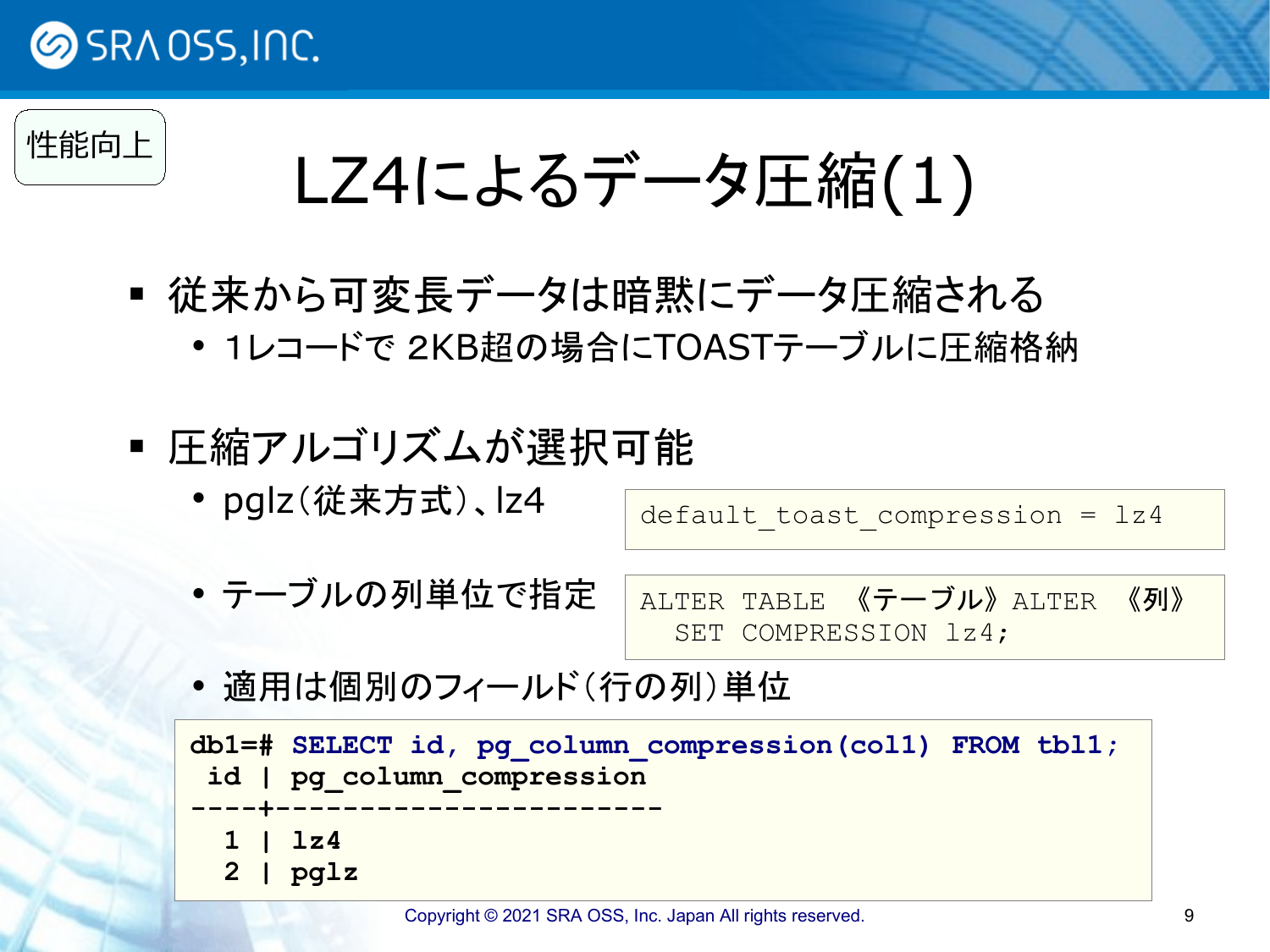性能向上

# LZ4によるデータ圧縮(1)

- 従来から可変長データは暗黙にデータ圧縮される
  - 1レコードで 2KB超の場合にTOASTテーブルに圧縮格納
- 圧縮アルゴリズムが選択可能
  - pglz(従来方式)、lz4

```
default_toast_compression = lz4
```

  - テーブルの列単位で指定

```
ALTER TABLE 《テーブル》ALTER 《列》
  SET COMPRESSION lz4;
```

  - 適用は個別のフィールド(行の列)単位

```
db1=# SELECT id, pg_column_compression(col1) FROM tbl1;
 id | pg_column_compression
----+-----------------------
  1 | lz4
  2 | pglz
```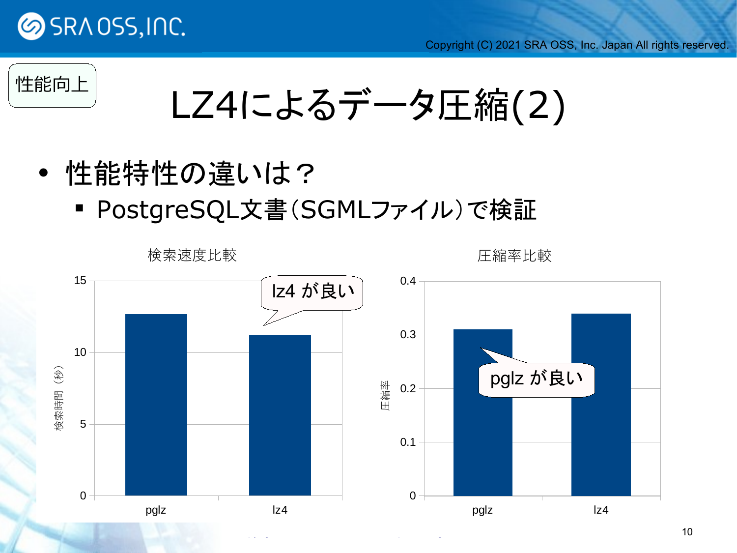性能向上

# LZ4によるデータ圧縮(2)

- 性能特性の違いは？
  - PostgreSQL文書（SGMLファイル）で検証

検索速度比較

| | 検索時間（秒） |
|---|---|
| pglz | 約12.7 |
| lz4 | 約11.2 |

lz4 が良い

圧縮率比較

| | 圧縮率 |
|---|---|
| pglz | 約0.31 |
| lz4 | 約0.34 |

pglz が良い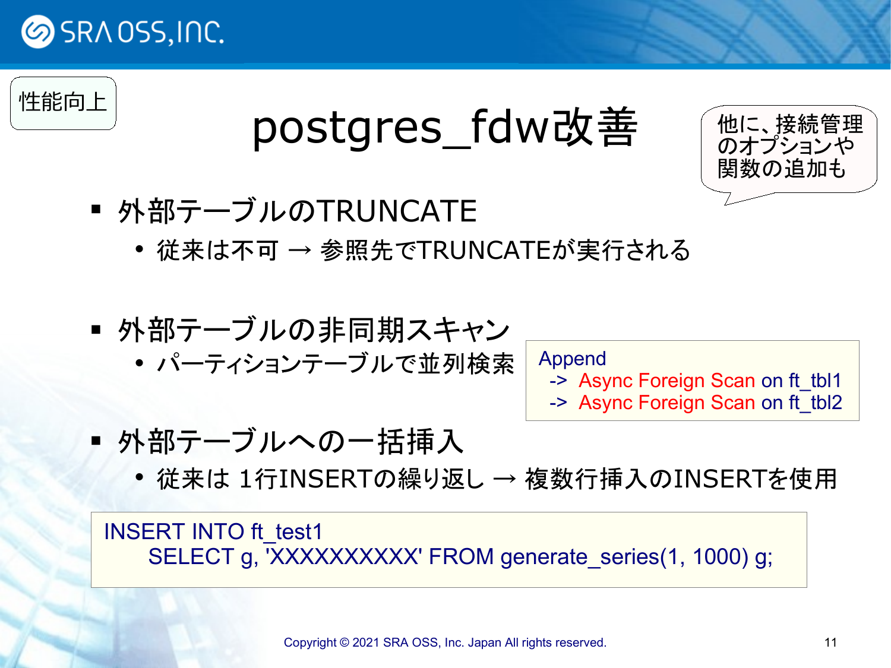性能向上

# postgres_fdw改善

他に、接続管理のオプションや関数の追加も

- 外部テーブルのTRUNCATE
  - 従来は不可 → 参照先でTRUNCATEが実行される

- 外部テーブルの非同期スキャン
  - パーティションテーブルで並列検索

```
Append
  -> Async Foreign Scan on ft_tbl1
  -> Async Foreign Scan on ft_tbl2
```

- 外部テーブルへの一括挿入
  - 従来は 1行INSERTの繰り返し → 複数行挿入のINSERTを使用

```
INSERT INTO ft_test1
    SELECT g, 'XXXXXXXXXX' FROM generate_series(1, 1000) g;
```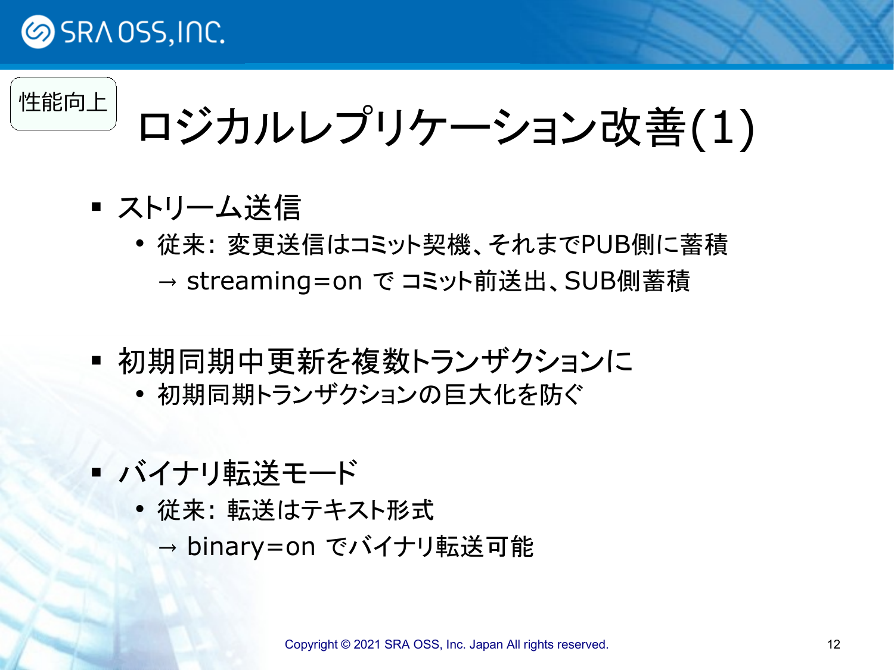性能向上

# ロジカルレプリケーション改善(1)

- ストリーム送信
  - 従来: 変更送信はコミット契機、それまでPUB側に蓄積
    → streaming=on で コミット前送出、SUB側蓄積

- 初期同期中更新を複数トランザクションに
  - 初期同期トランザクションの巨大化を防ぐ

- バイナリ転送モード
  - 従来: 転送はテキスト形式
    → binary=on でバイナリ転送可能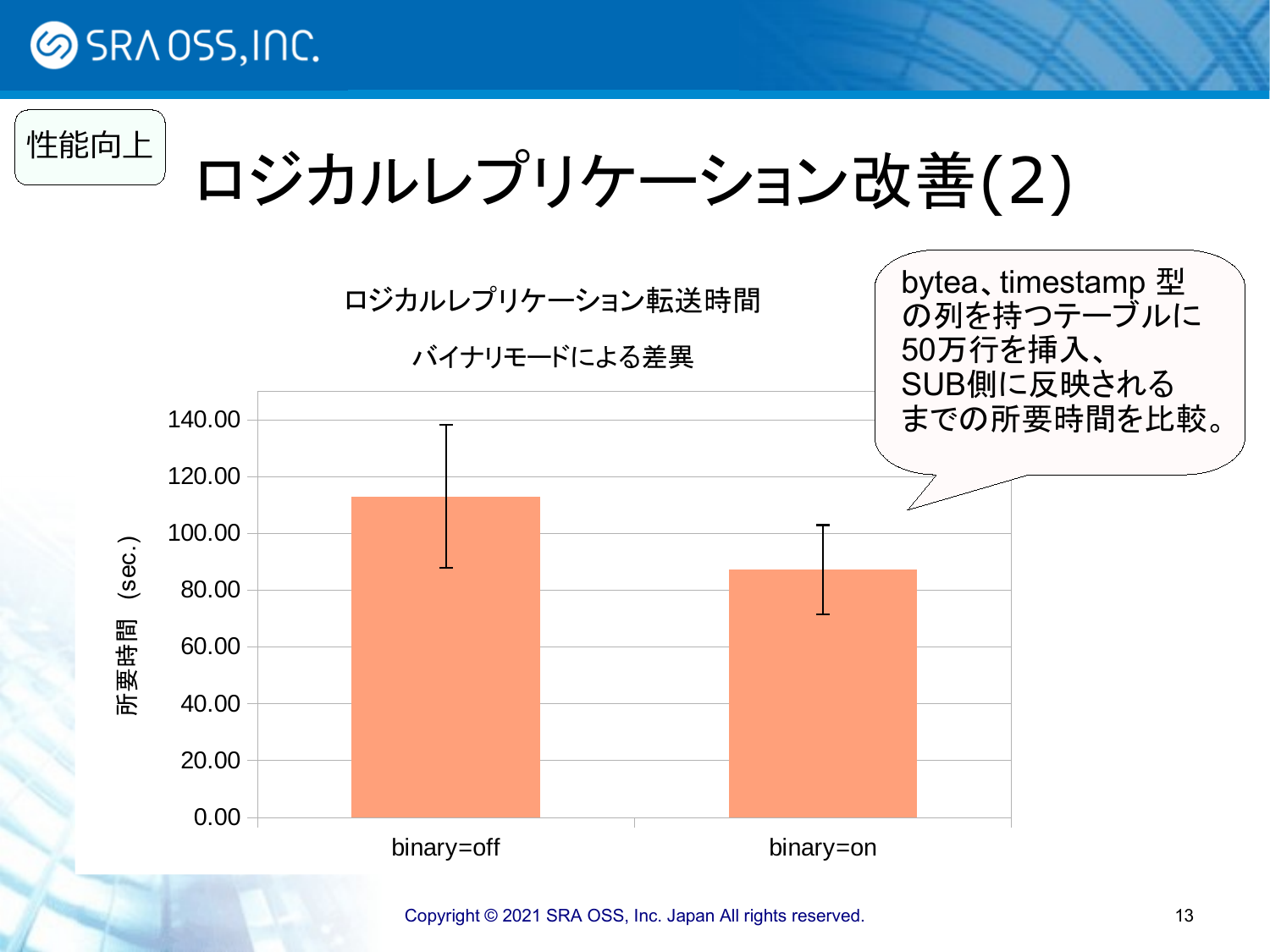性能向上

# ロジカルレプリケーション改善(2)

ロジカルレプリケーション転送時間

バイナリモードによる差異

所要時間 (sec.)

| | 所要時間 (sec.) |
|---|---|
| binary=off | 約113 |
| binary=on | 約87 |

bytea、timestamp 型の列を持つテーブルに50万行を挿入、SUB側に反映されるまでの所要時間を比較。

Copyright © 2021 SRA OSS, Inc. Japan All rights reserved.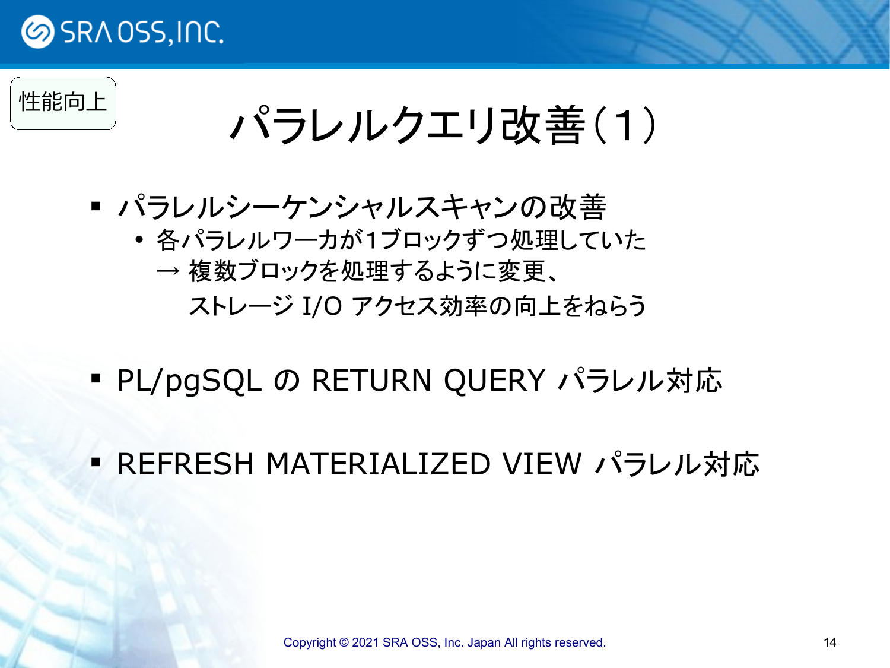性能向上

# パラレルクエリ改善（1）

- パラレルシーケンシャルスキャンの改善
  - 各パラレルワーカが1ブロックずつ処理していた
    → 複数ブロックを処理するように変更、
    ストレージ I/O アクセス効率の向上をねらう
- PL/pgSQL の RETURN QUERY パラレル対応
- REFRESH MATERIALIZED VIEW パラレル対応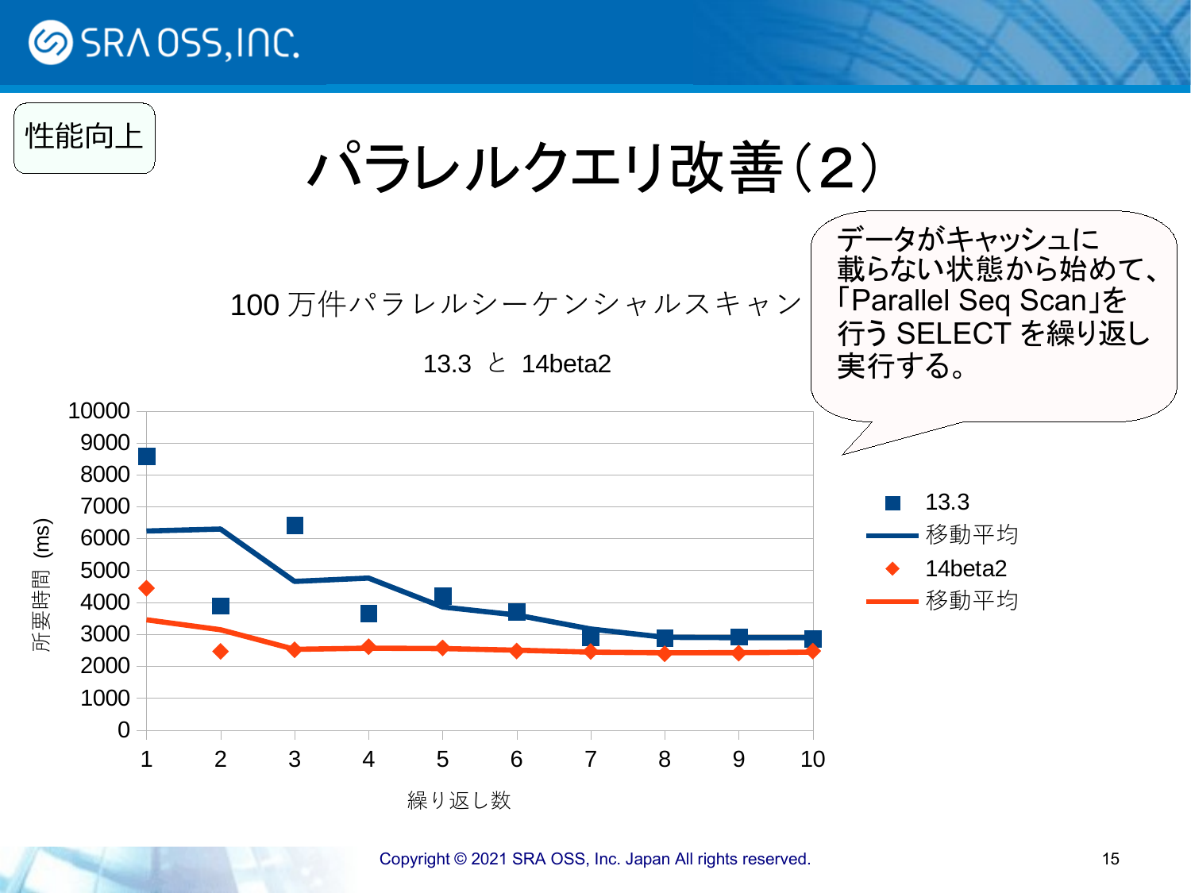性能向上

# パラレルクエリ改善（2）

100 万件パラレルシーケンシャルスキャン

13.3 と 14beta2

データがキャッシュに載らない状態から始めて、「Parallel Seq Scan」を行う SELECT を繰り返し実行する。

所要時間 (ms)

繰り返し数

- 13.3
- 移動平均
- 14beta2
- 移動平均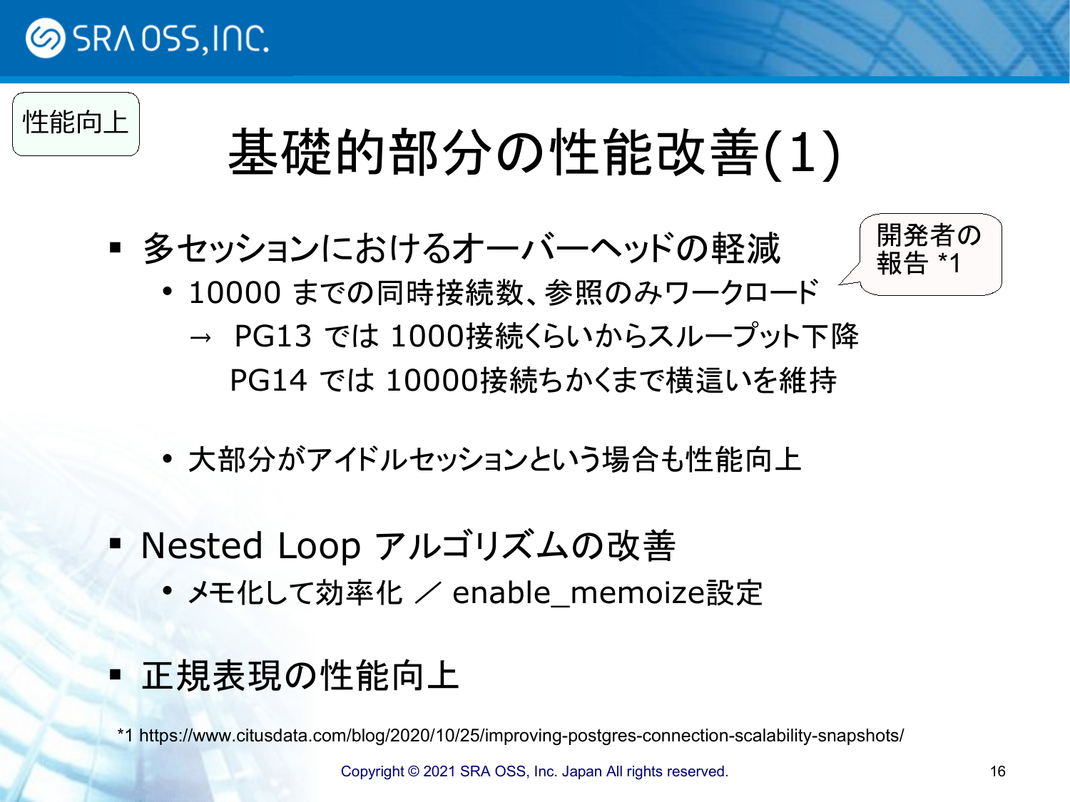性能向上

# 基礎的部分の性能改善(1)

- 多セッションにおけるオーバーヘッドの軽減
  - 10000 までの同時接続数、参照のみワークロード
    
    → PG13 では 1000接続くらいからスループット下降
    
    PG14 では 10000接続ちかくまで横這いを維持
  - 大部分がアイドルセッションという場合も性能向上

開発者の報告 *1

- Nested Loop アルゴリズムの改善
  - メモ化して効率化 ／ enable_memoize設定
- 正規表現の性能向上

*1 https://www.citusdata.com/blog/2020/10/25/improving-postgres-connection-scalability-snapshots/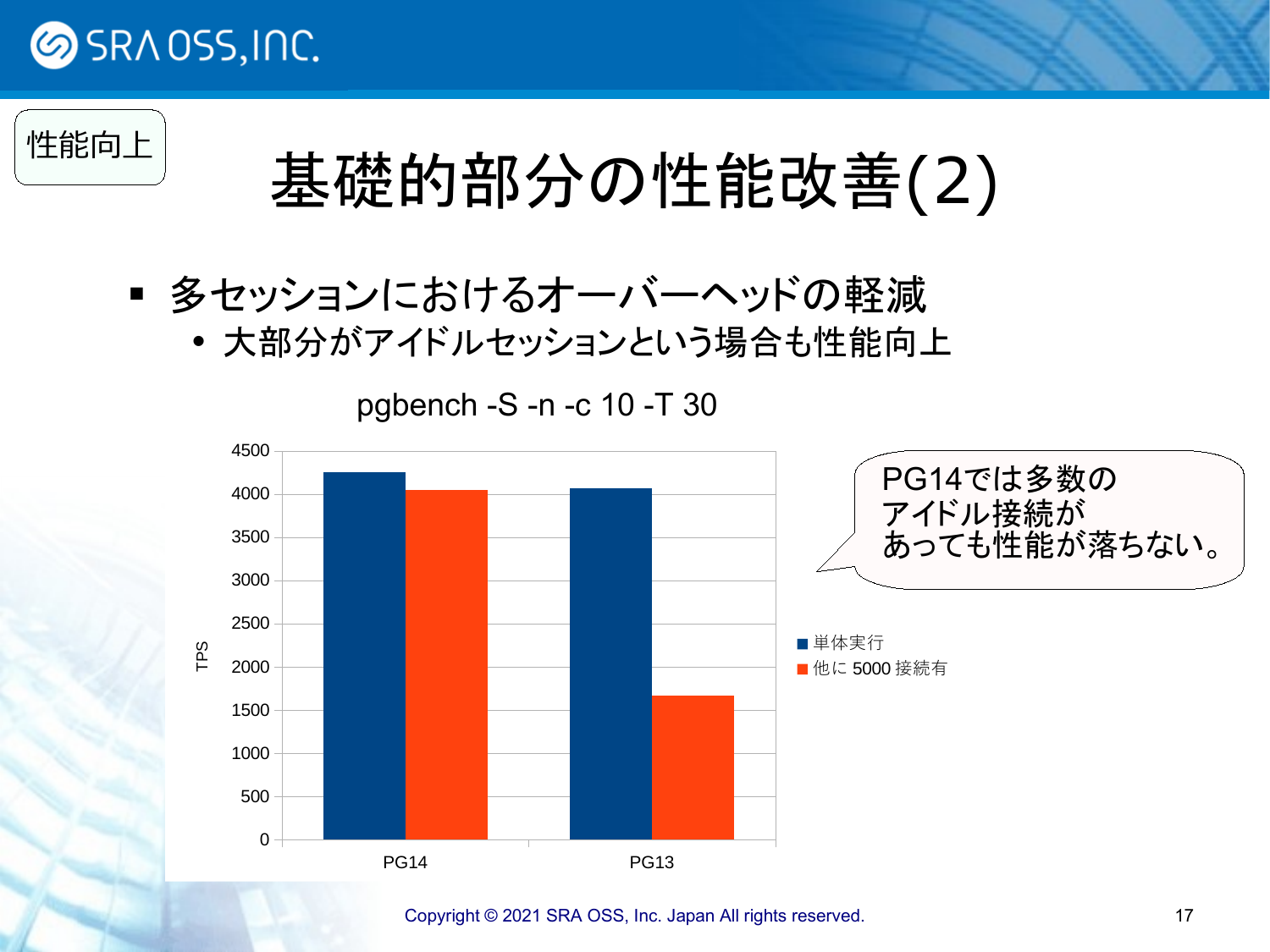性能向上

# 基礎的部分の性能改善(2)

- 多セッションにおけるオーバーヘッドの軽減
  - 大部分がアイドルセッションという場合も性能向上

pgbench -S -n -c 10 -T 30

| | 単体実行 | 他に 5000 接続有 |
|---|---|---|
| PG14 | ~4250 | ~4050 |
| PG13 | ~4070 | ~1670 |

(TPS)

PG14では多数のアイドル接続があっても性能が落ちない。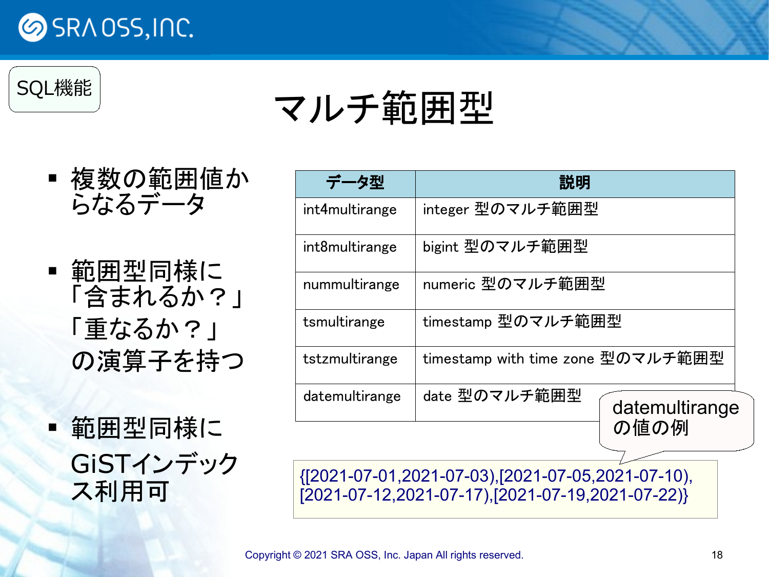SQL機能

# マルチ範囲型

- 複数の範囲値からなるデータ
- 範囲型同様に「含まれるか？」「重なるか？」の演算子を持つ
- 範囲型同様にGiSTインデックス利用可

| データ型 | 説明 |
|---|---|
| int4multirange | integer 型のマルチ範囲型 |
| int8multirange | bigint 型のマルチ範囲型 |
| nummultirange | numeric 型のマルチ範囲型 |
| tsmultirange | timestamp 型のマルチ範囲型 |
| tstzmultirange | timestamp with time zone 型のマルチ範囲型 |
| datemultirange | date 型のマルチ範囲型 |

datemultirangeの値の例

```
{[2021-07-01,2021-07-03),[2021-07-05,2021-07-10),
[2021-07-12,2021-07-17),[2021-07-19,2021-07-22)}
```

Copyright © 2021 SRA OSS, Inc. Japan All rights reserved.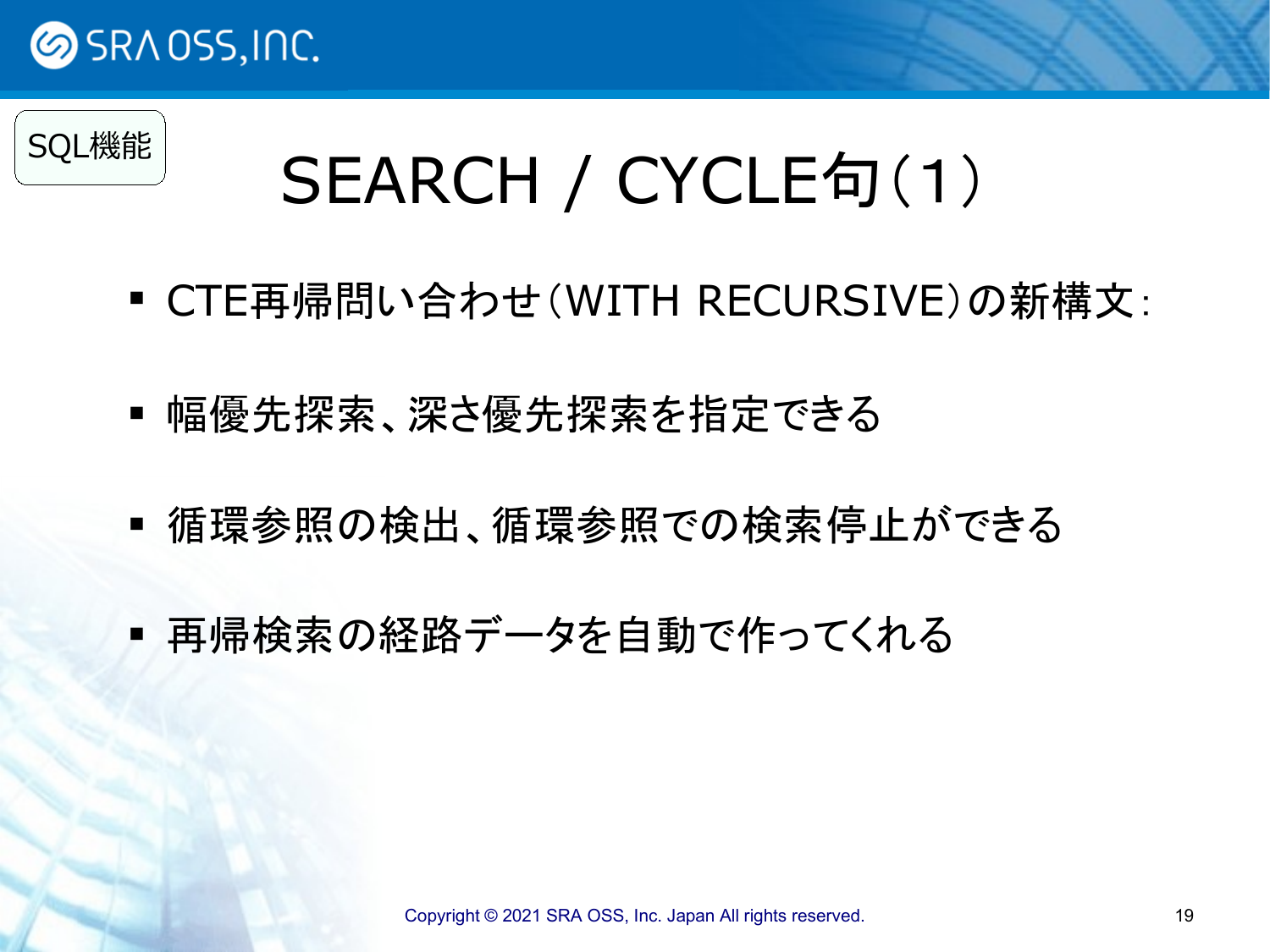SQL機能

# SEARCH / CYCLE句（1）

- CTE再帰問い合わせ（WITH RECURSIVE）の新構文：
- 幅優先探索、深さ優先探索を指定できる
- 循環参照の検出、循環参照での検索停止ができる
- 再帰検索の経路データを自動で作ってくれる

Copyright © 2021 SRA OSS, Inc. Japan All rights reserved.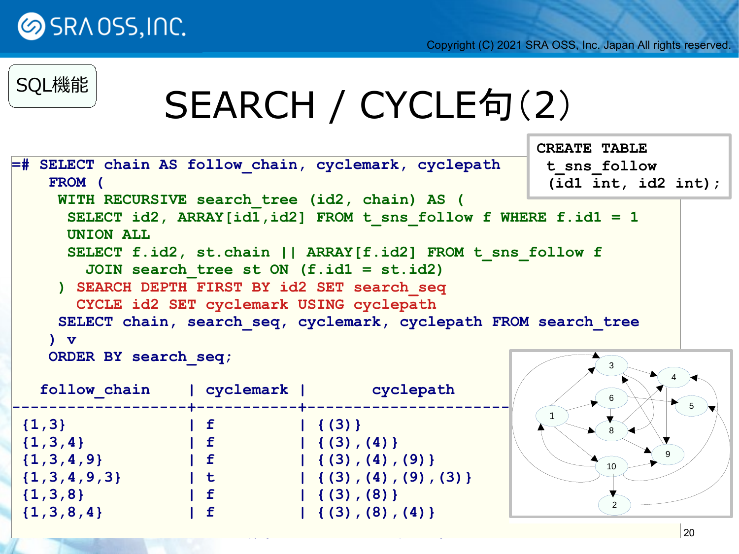SQL機能

# SEARCH / CYCLE句(2)

```
CREATE TABLE
 t_sns_follow
 (id1 int, id2 int);
```

```
=# SELECT chain AS follow_chain, cyclemark, cyclepath
    FROM (
     WITH RECURSIVE search_tree (id2, chain) AS (
      SELECT id2, ARRAY[id1,id2] FROM t_sns_follow f WHERE f.id1 = 1
      UNION ALL
      SELECT f.id2, st.chain || ARRAY[f.id2] FROM t_sns_follow f
        JOIN search_tree st ON (f.id1 = st.id2)
     ) SEARCH DEPTH FIRST BY id2 SET search_seq
       CYCLE id2 SET cyclemark USING cyclepath
     SELECT chain, search_seq, cyclemark, cyclepath FROM search_tree
    ) v
    ORDER BY search_seq;

  follow_chain     | cyclemark |       cyclepath
-------------------+-----------+----------------------
 {1,3}             | f         | {(3)}
 {1,3,4}           | f         | {(3),(4)}
 {1,3,4,9}         | f         | {(3),(4),(9)}
 {1,3,4,9,3}       | t         | {(3),(4),(9),(3)}
 {1,3,8}           | f         | {(3),(8)}
 {1,3,8,4}         | f         | {(3),(8),(4)}
```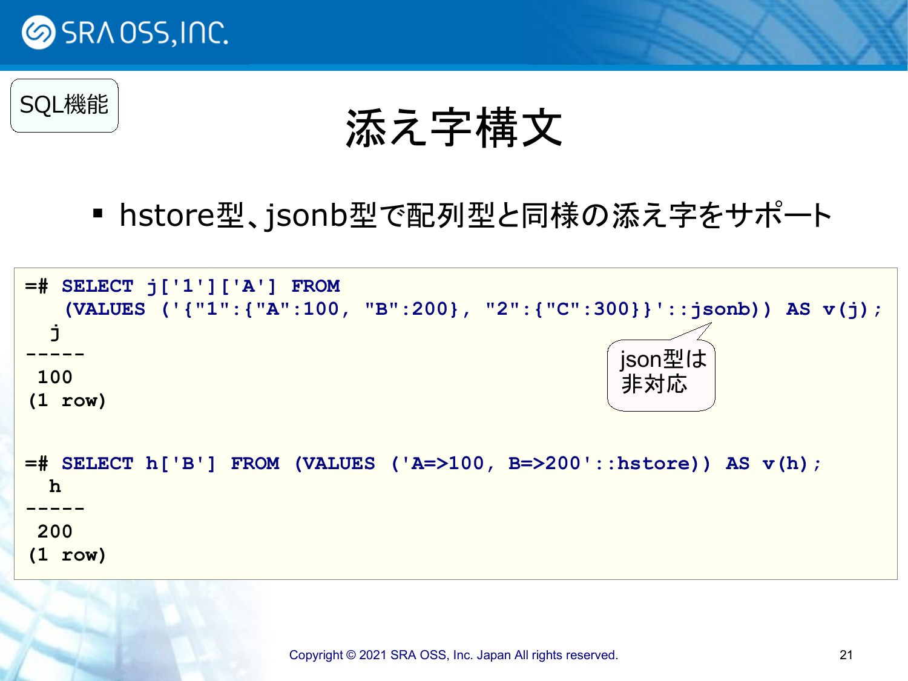SQL機能

# 添え字構文

- hstore型、jsonb型で配列型と同様の添え字をサポート

```
=# SELECT j['1']['A'] FROM
    (VALUES ('{"1":{"A":100, "B":200}, "2":{"C":300}}'::jsonb)) AS v(j);
  j
-----
 100
(1 row)


=# SELECT h['B'] FROM (VALUES ('A=>100, B=>200'::hstore)) AS v(h);
  h
-----
 200
(1 row)
```

json型は非対応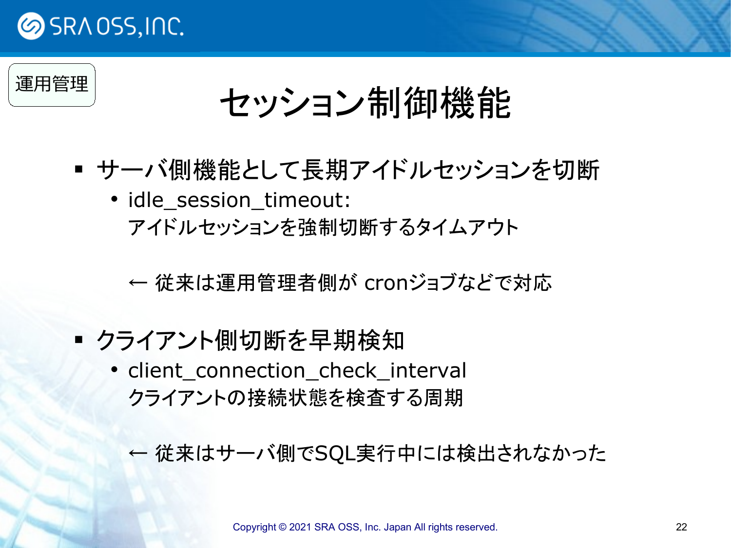運用管理

# セッション制御機能

- サーバ側機能として長期アイドルセッションを切断
  - idle_session_timeout:
    アイドルセッションを強制切断するタイムアウト

    ← 従来は運用管理者側が cronジョブなどで対応

- クライアント側切断を早期検知
  - client_connection_check_interval
    クライアントの接続状態を検査する周期

    ← 従来はサーバ側でSQL実行中には検出されなかった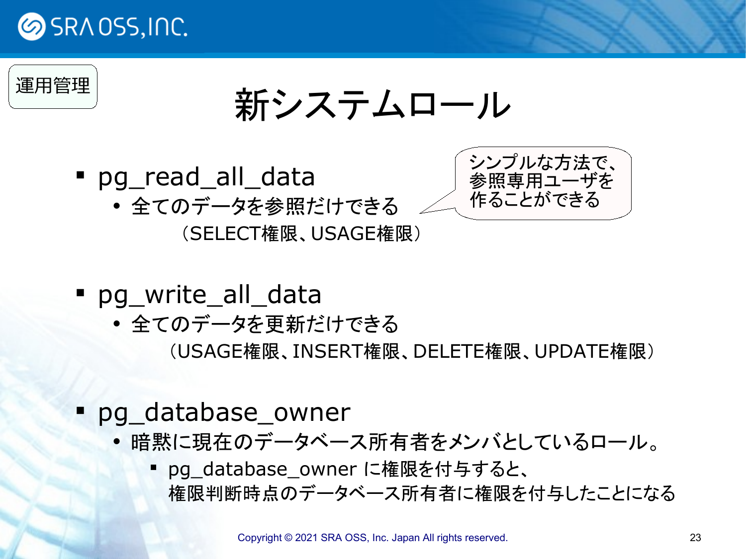運用管理

# 新システムロール

- pg_read_all_data
  - 全てのデータを参照だけできる
    （SELECT権限、USAGE権限）

シンプルな方法で、参照専用ユーザを作ることができる

- pg_write_all_data
  - 全てのデータを更新だけできる
    （USAGE権限、INSERT権限、DELETE権限、UPDATE権限）

- pg_database_owner
  - 暗黙に現在のデータベース所有者をメンバとしているロール。
    - pg_database_owner に権限を付与すると、
      権限判断時点のデータベース所有者に権限を付与したことになる

Copyright © 2021 SRA OSS, Inc. Japan All rights reserved.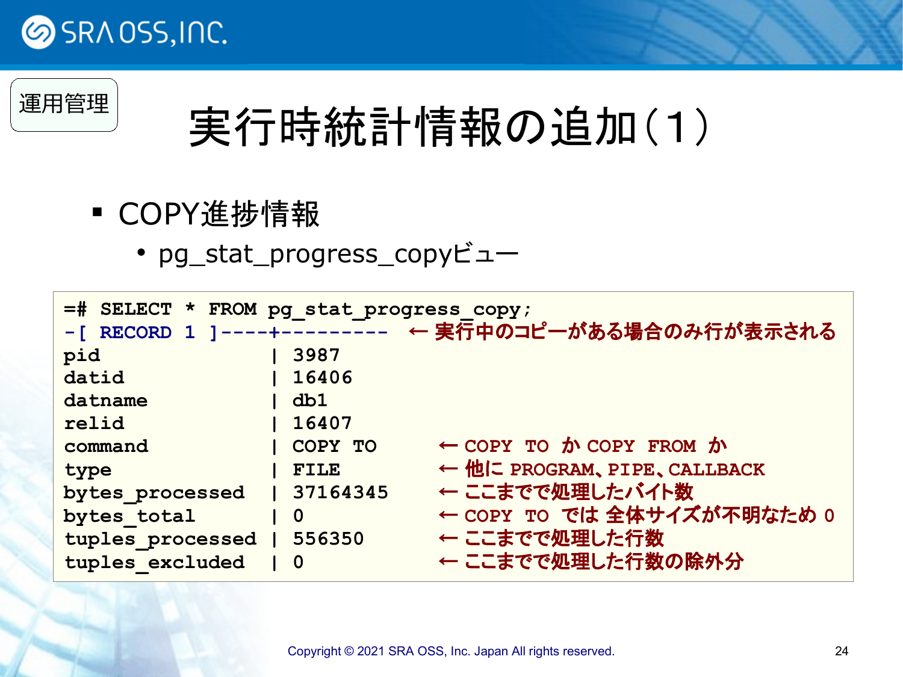運用管理

# 実行時統計情報の追加（1）

- COPY進捗情報
  - pg_stat_progress_copyビュー

```
=# SELECT * FROM pg_stat_progress_copy;
-[ RECORD 1 ]----+---------  ← 実行中のコピーがある場合のみ行が表示される
pid              | 3987
datid            | 16406
datname          | db1
relid            | 16407
command          | COPY TO     ← COPY TO か COPY FROM か
type             | FILE        ← 他に PROGRAM、PIPE、CALLBACK
bytes_processed  | 37164345    ← ここまでで処理したバイト数
bytes_total      | 0           ← COPY TO では 全体サイズが不明なため 0
tuples_processed | 556350      ← ここまでで処理した行数
tuples_excluded  | 0           ← ここまでで処理した行数の除外分
```

Copyright © 2021 SRA OSS, Inc. Japan All rights reserved.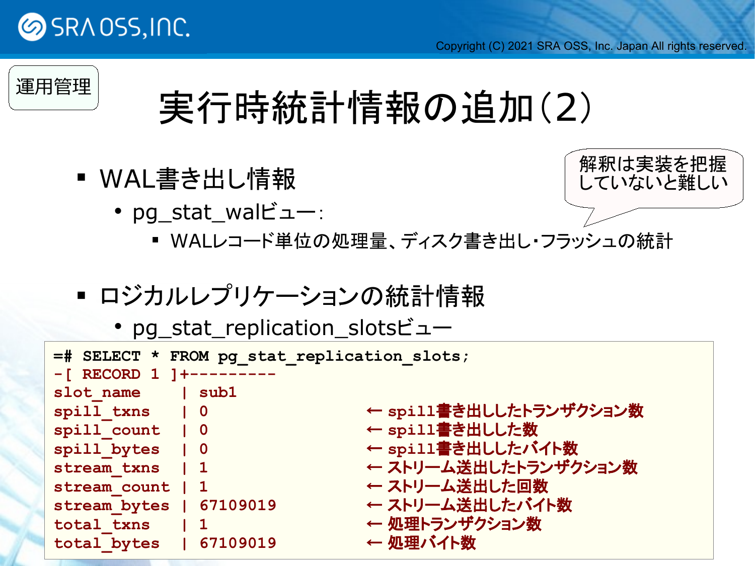運用管理

# 実行時統計情報の追加(2)

解釈は実装を把握していないと難しい

- WAL書き出し情報
  - pg_stat_walビュー:
    - WALレコード単位の処理量、ディスク書き出し・フラッシュの統計

- ロジカルレプリケーションの統計情報
  - pg_stat_replication_slotsビュー

```
=# SELECT * FROM pg_stat_replication_slots;
-[ RECORD 1 ]+---------
slot_name    | sub1
spill_txns   | 0                    ← spill書き出ししたトランザクション数
spill_count  | 0                    ← spill書き出しした数
spill_bytes  | 0                    ← spill書き出ししたバイト数
stream_txns  | 1                    ← ストリーム送出したトランザクション数
stream_count | 1                    ← ストリーム送出した回数
stream_bytes | 67109019             ← ストリーム送出したバイト数
total_txns   | 1                    ← 処理トランザクション数
total_bytes  | 67109019             ← 処理バイト数
```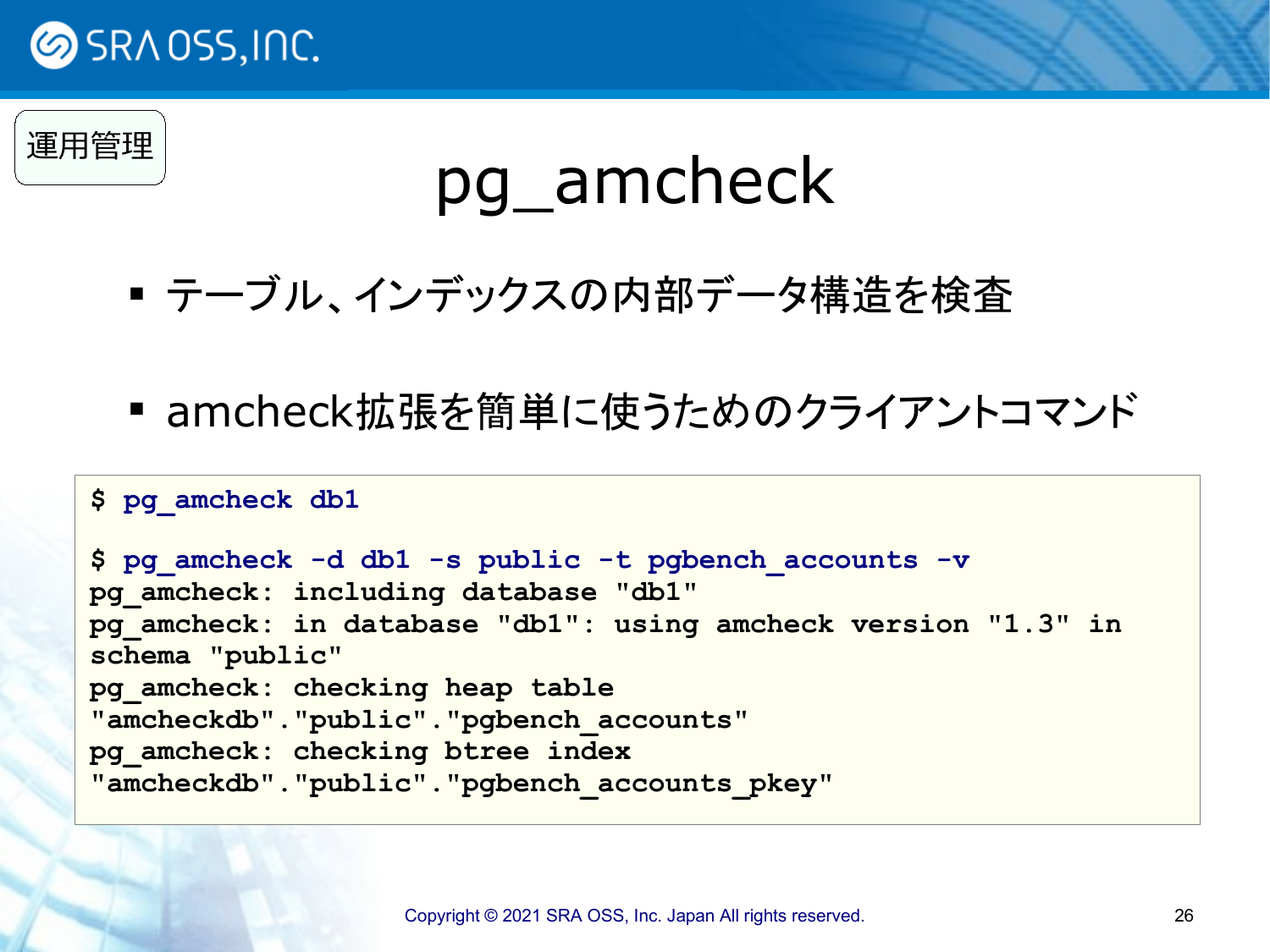運用管理

# pg_amcheck

- テーブル、インデックスの内部データ構造を検査
- amcheck拡張を簡単に使うためのクライアントコマンド

```
$ pg_amcheck db1

$ pg_amcheck -d db1 -s public -t pgbench_accounts -v
pg_amcheck: including database "db1"
pg_amcheck: in database "db1": using amcheck version "1.3" in
schema "public"
pg_amcheck: checking heap table
"amcheckdb"."public"."pgbench_accounts"
pg_amcheck: checking btree index
"amcheckdb"."public"."pgbench_accounts_pkey"
```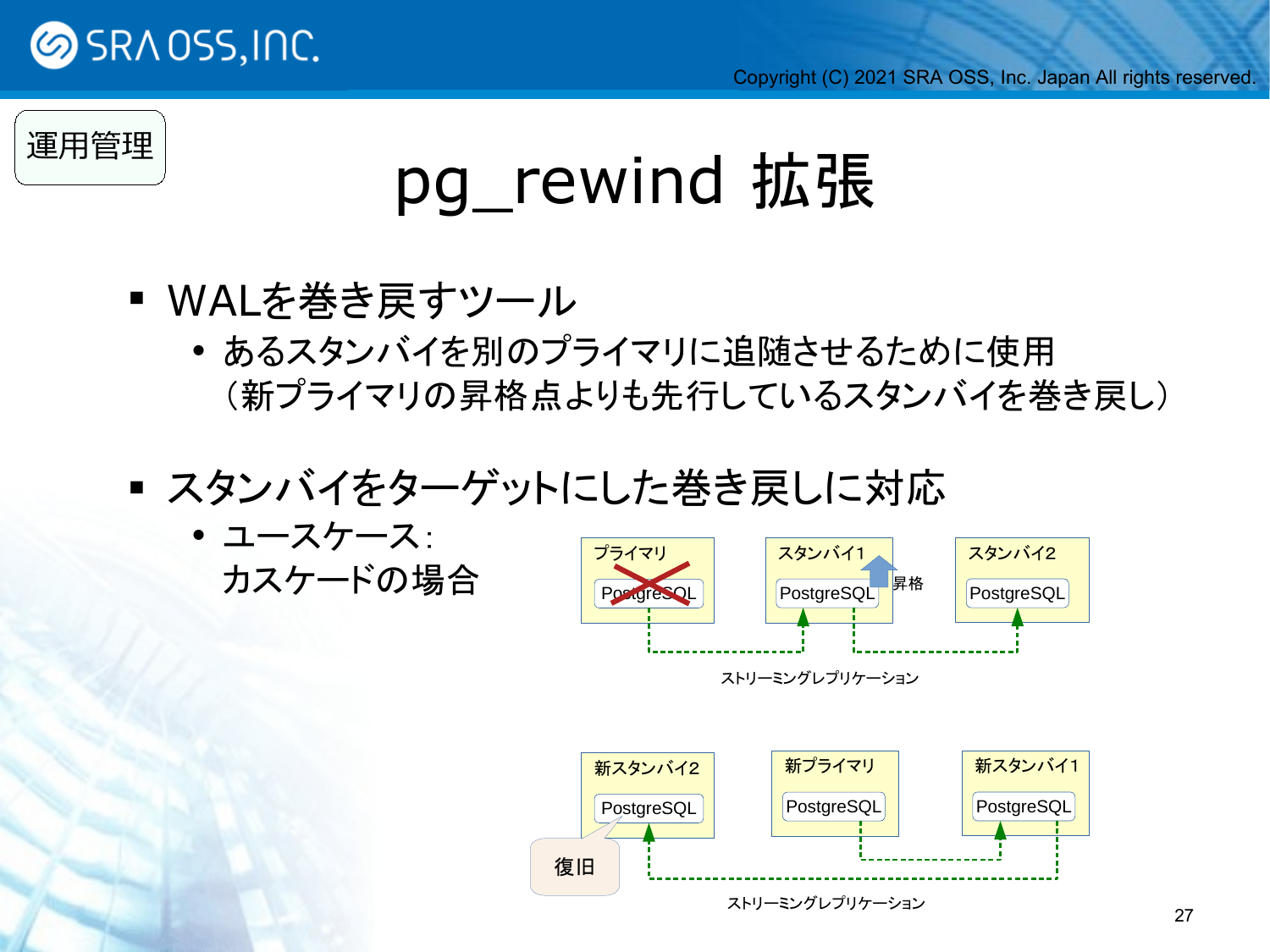運用管理

# pg_rewind 拡張

- WALを巻き戻すツール
  - あるスタンバイを別のプライマリに追随させるために使用
    （新プライマリの昇格点よりも先行しているスタンバイを巻き戻し）

- スタンバイをターゲットにした巻き戻しに対応
  - ユースケース：
    カスケードの場合

プライマリ PostgreSQL　スタンバイ1 PostgreSQL　昇格　スタンバイ2 PostgreSQL

ストリーミングレプリケーション

新スタンバイ2 PostgreSQL　新プライマリ PostgreSQL　新スタンバイ1 PostgreSQL

復旧

ストリーミングレプリケーション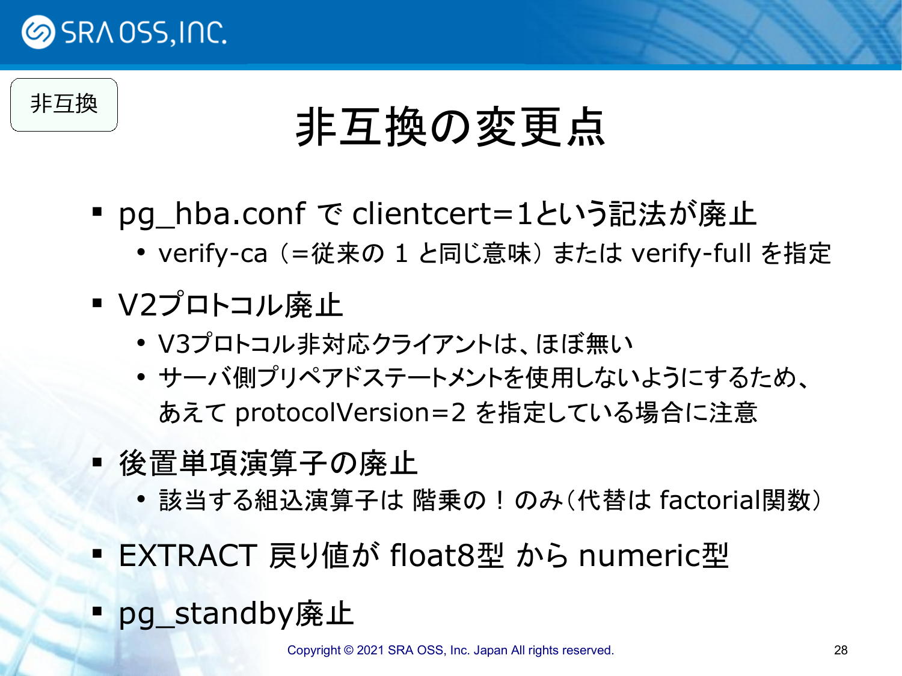非互換

# 非互換の変更点

- pg_hba.conf で clientcert=1という記法が廃止
  - verify-ca（=従来の 1 と同じ意味）または verify-full を指定
- V2プロトコル廃止
  - V3プロトコル非対応クライアントは、ほぼ無い
  - サーバ側プリペアドステートメントを使用しないようにするため、あえて protocolVersion=2 を指定している場合に注意
- 後置単項演算子の廃止
  - 該当する組込演算子は 階乗の ! のみ（代替は factorial関数）
- EXTRACT 戻り値が float8型 から numeric型
- pg_standby廃止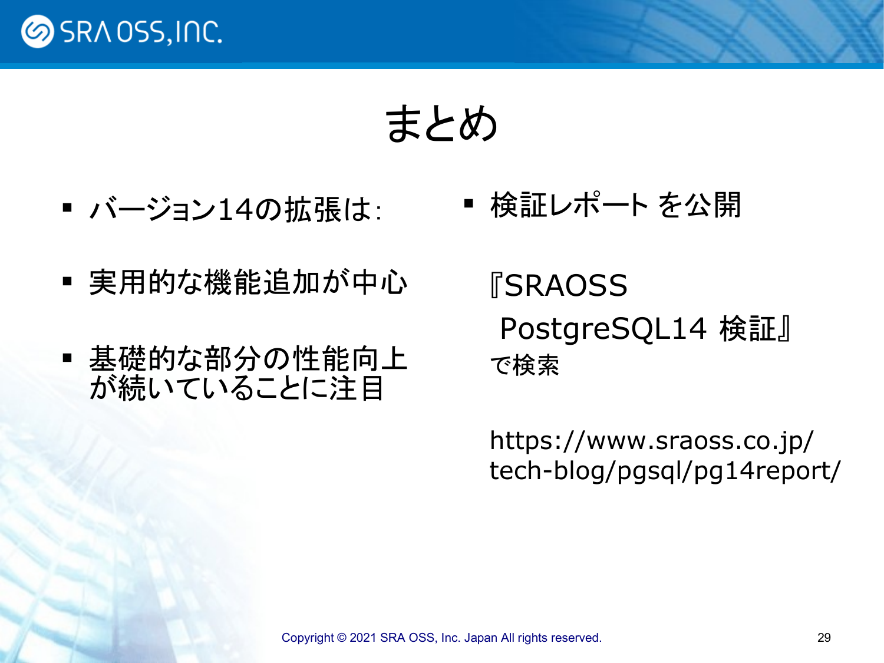# まとめ

- バージョン14の拡張は:
- 実用的な機能追加が中心
- 基礎的な部分の性能向上が続いていることに注目

- 検証レポート を公開

『SRAOSS PostgreSQL14 検証』
で検索

https://www.sraoss.co.jp/tech-blog/pgsql/pg14report/

Copyright © 2021 SRA OSS, Inc. Japan All rights reserved.